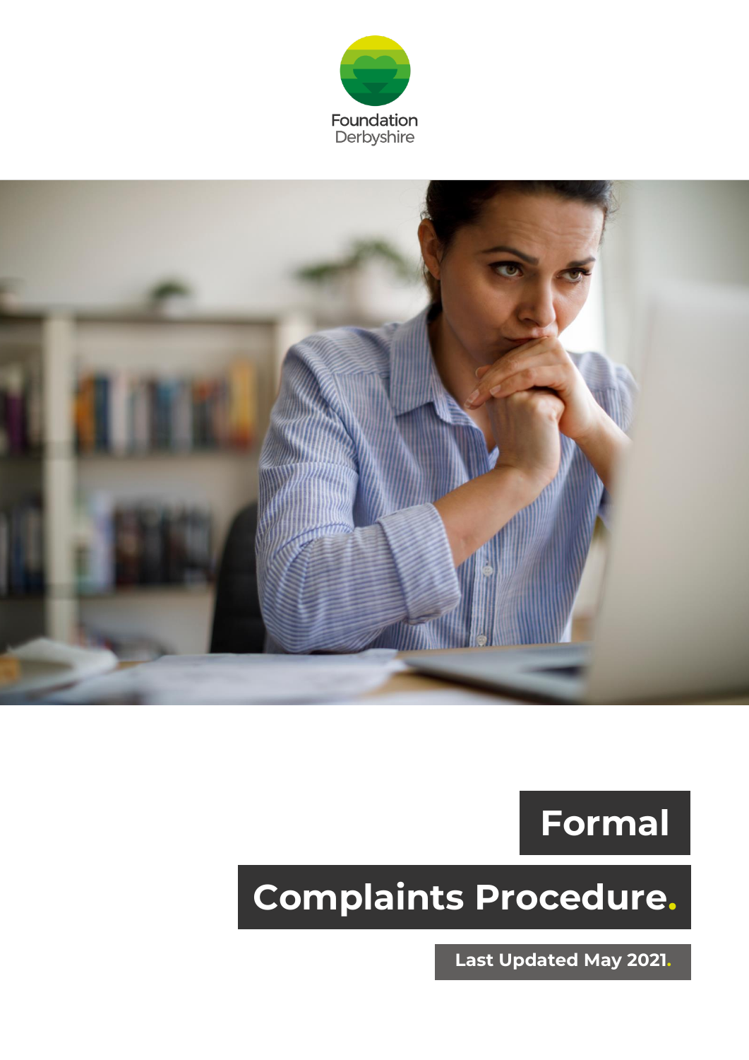Foundation Derbyshire

# Formal Complaints Procedure.

**Last Updated May 2021.**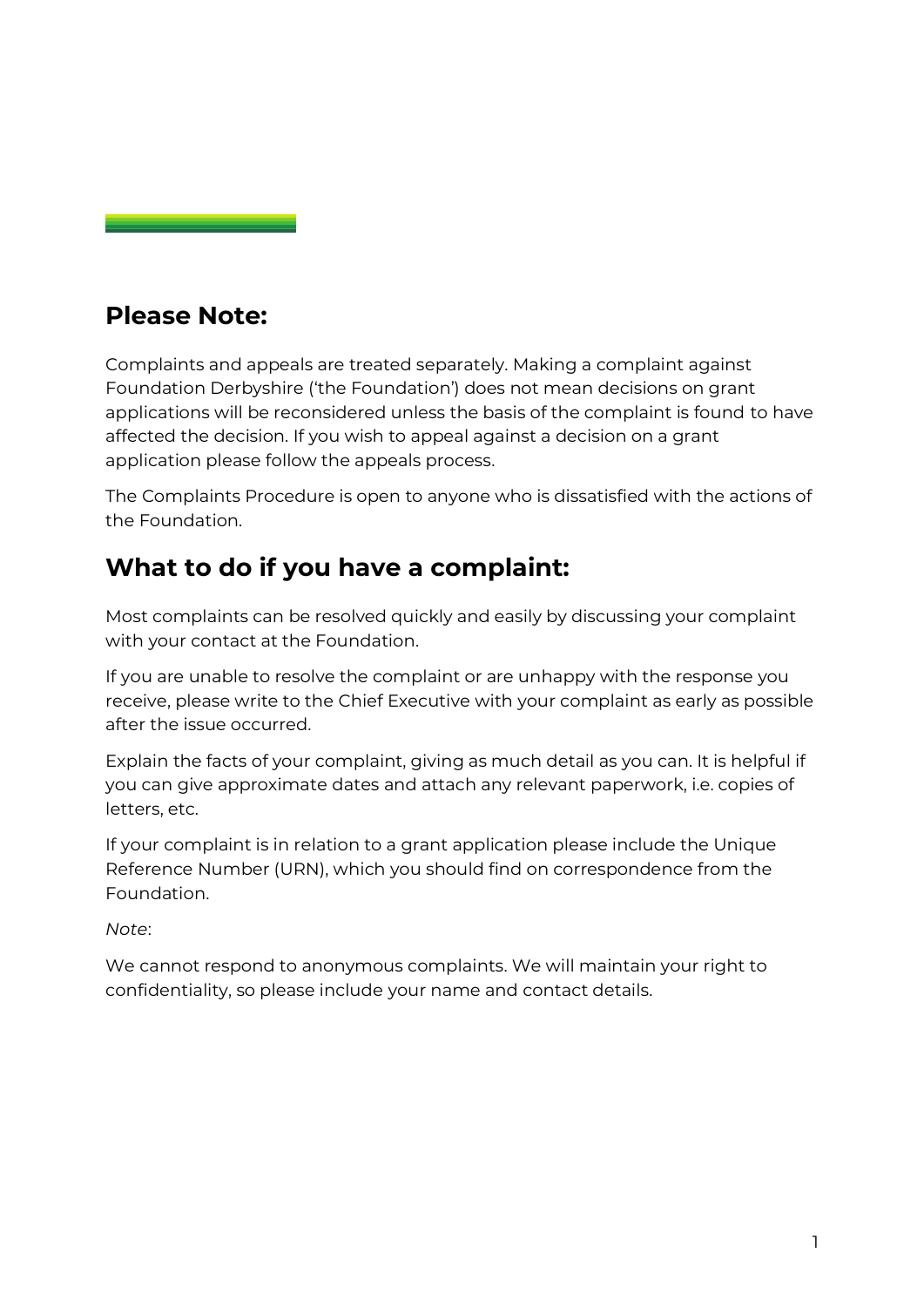## Please Note:

Complaints and appeals are treated separately. Making a complaint against Foundation Derbyshire ('the Foundation') does not mean decisions on grant applications will be reconsidered unless the basis of the complaint is found to have affected the decision. If you wish to appeal against a decision on a grant application please follow the appeals process.

The Complaints Procedure is open to anyone who is dissatisfied with the actions of the Foundation.

## What to do if you have a complaint:

Most complaints can be resolved quickly and easily by discussing your complaint with your contact at the Foundation.

If you are unable to resolve the complaint or are unhappy with the response you receive, please write to the Chief Executive with your complaint as early as possible after the issue occurred.

Explain the facts of your complaint, giving as much detail as you can. It is helpful if you can give approximate dates and attach any relevant paperwork, i.e. copies of letters, etc.

If your complaint is in relation to a grant application please include the Unique Reference Number (URN), which you should find on correspondence from the Foundation.

*Note*:

We cannot respond to anonymous complaints. We will maintain your right to confidentiality, so please include your name and contact details.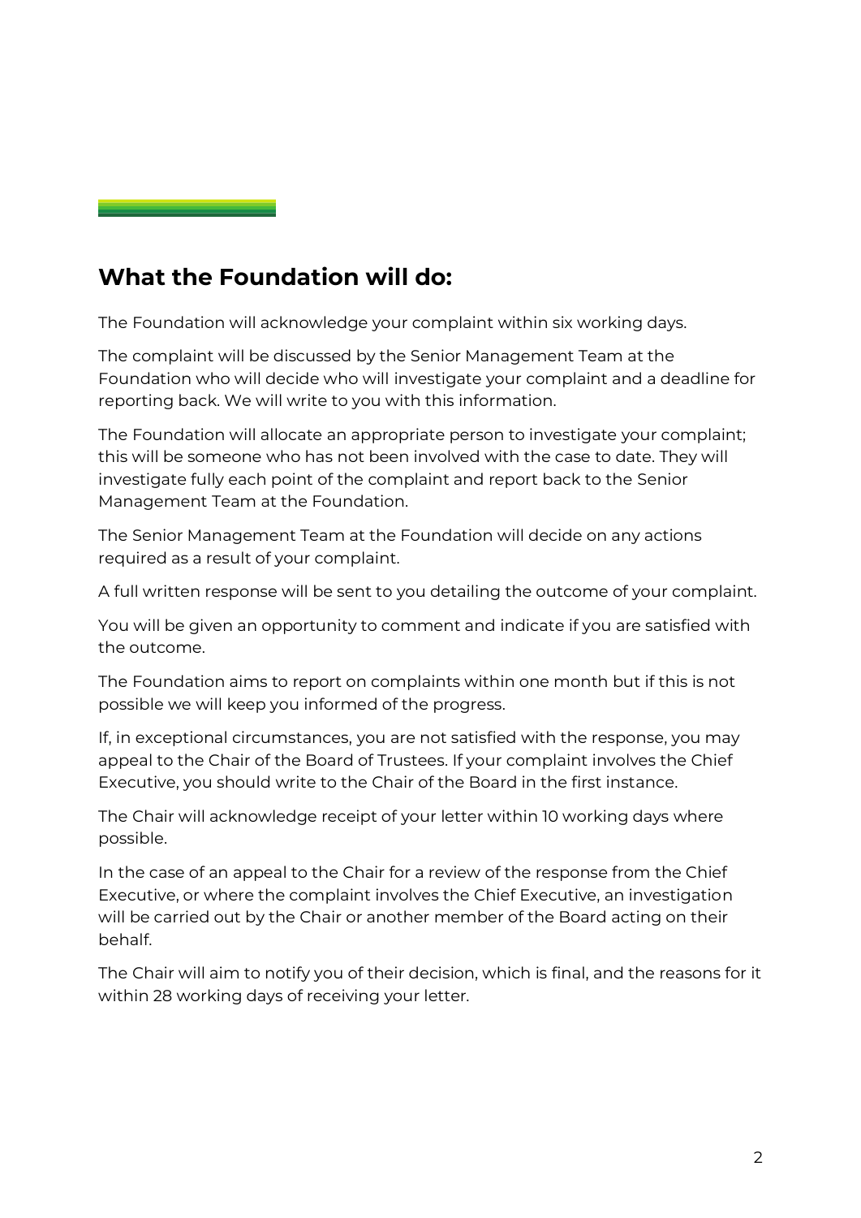## What the Foundation will do:

The Foundation will acknowledge your complaint within six working days.

The complaint will be discussed by the Senior Management Team at the Foundation who will decide who will investigate your complaint and a deadline for reporting back. We will write to you with this information.

The Foundation will allocate an appropriate person to investigate your complaint; this will be someone who has not been involved with the case to date. They will investigate fully each point of the complaint and report back to the Senior Management Team at the Foundation.

The Senior Management Team at the Foundation will decide on any actions required as a result of your complaint.

A full written response will be sent to you detailing the outcome of your complaint.

You will be given an opportunity to comment and indicate if you are satisfied with the outcome.

The Foundation aims to report on complaints within one month but if this is not possible we will keep you informed of the progress.

If, in exceptional circumstances, you are not satisfied with the response, you may appeal to the Chair of the Board of Trustees. If your complaint involves the Chief Executive, you should write to the Chair of the Board in the first instance.

The Chair will acknowledge receipt of your letter within 10 working days where possible.

In the case of an appeal to the Chair for a review of the response from the Chief Executive, or where the complaint involves the Chief Executive, an investigation will be carried out by the Chair or another member of the Board acting on their behalf.

The Chair will aim to notify you of their decision, which is final, and the reasons for it within 28 working days of receiving your letter.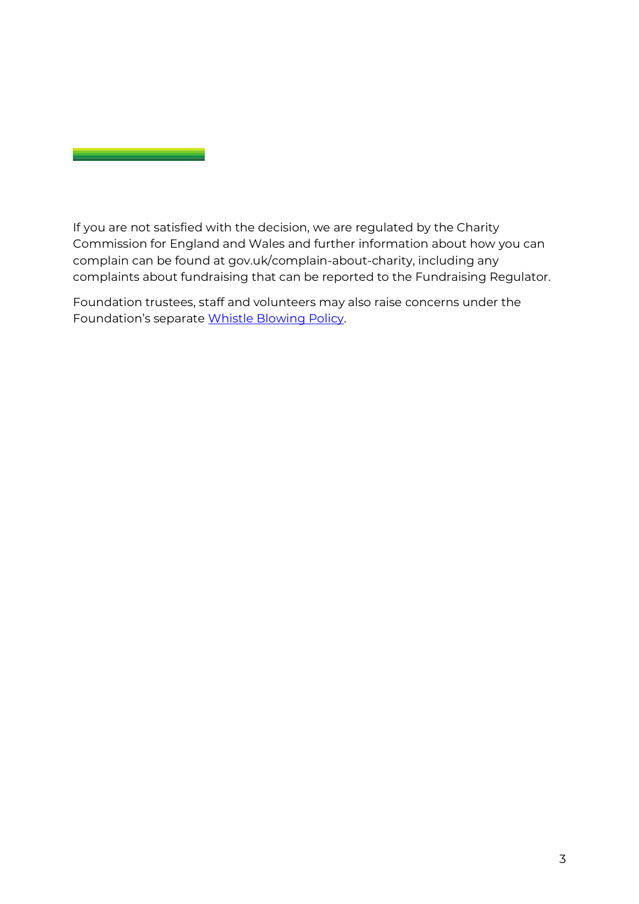If you are not satisfied with the decision, we are regulated by the Charity Commission for England and Wales and further information about how you can complain can be found at gov.uk/complain-about-charity, including any complaints about fundraising that can be reported to the Fundraising Regulator.

Foundation trustees, staff and volunteers may also raise concerns under the Foundation's separate Whistle Blowing Policy.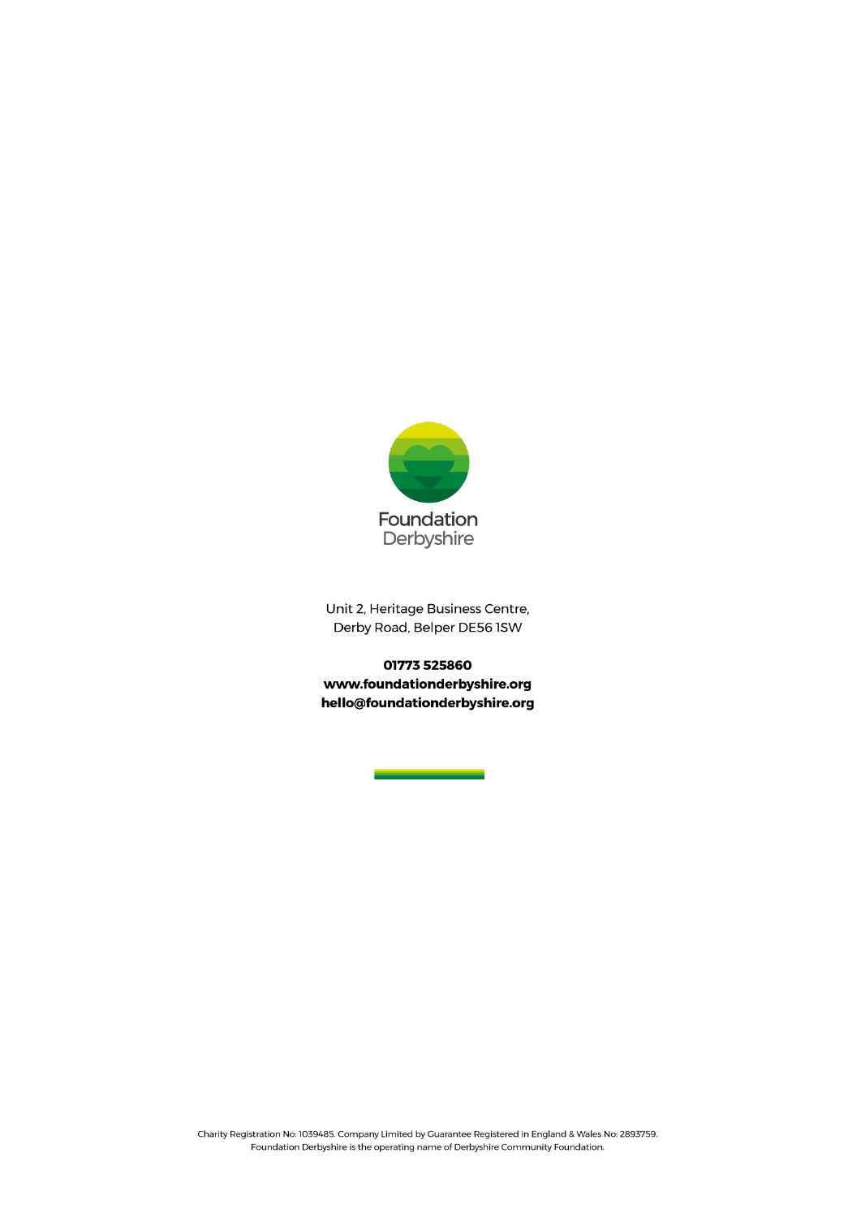Foundation
Derbyshire

Unit 2, Heritage Business Centre,
Derby Road, Belper DE56 1SW

**01773 525860**
**www.foundationderbyshire.org**
**hello@foundationderbyshire.org**

Charity Registration No: 1039485. Company Limited by Guarantee Registered in England & Wales No: 2893759.
Foundation Derbyshire is the operating name of Derbyshire Community Foundation.